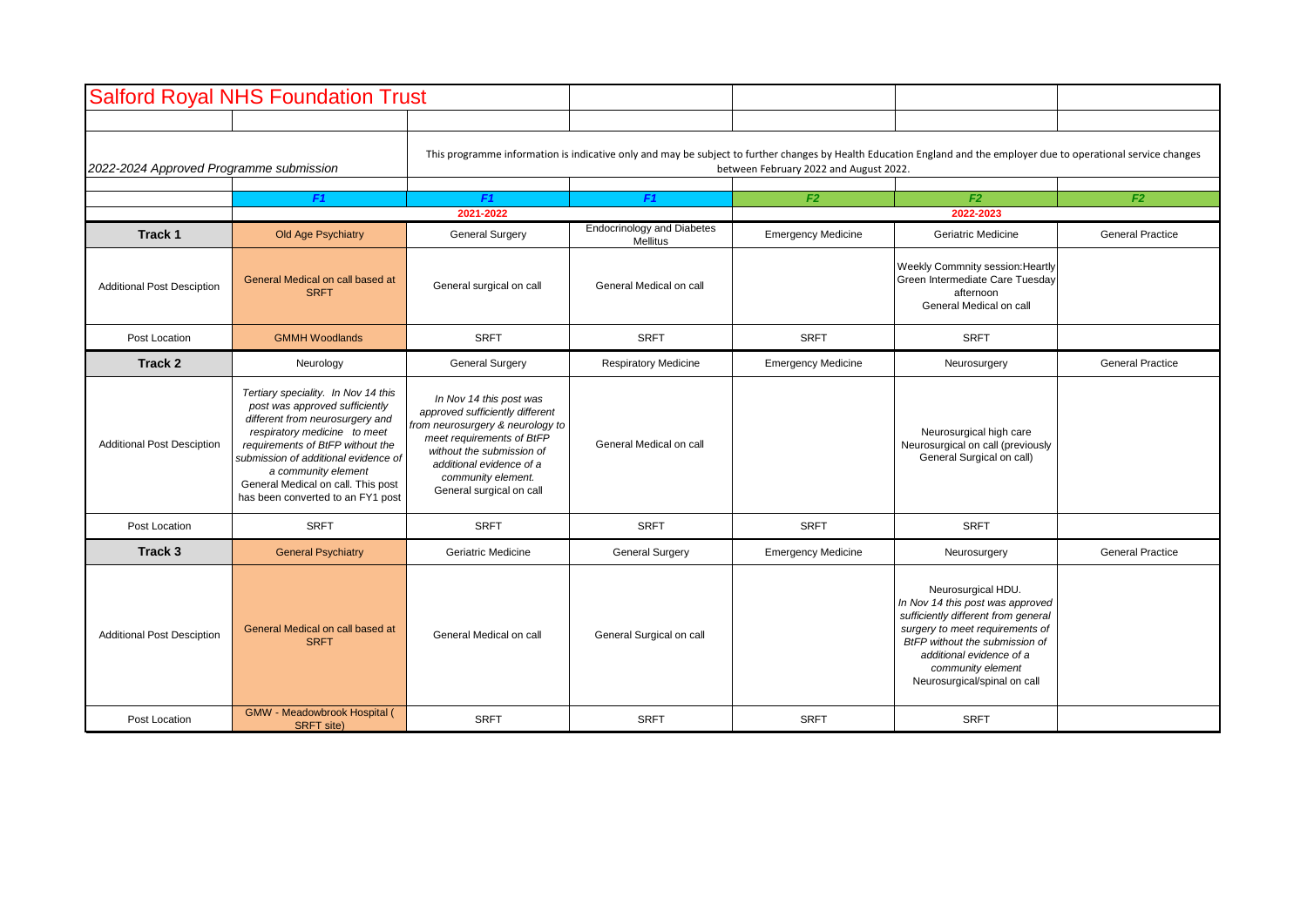# Salford Royal NHS Foundation Trust

*2022-2024 Approved Programme submission*

This programme information is indicative only and may be subject to further changes by Health Education England and the employer due to operational service changes between February 2022 and August 2022.

| | *F1* | *F1* | *F1* | *F2* | *F2* | *F2* |
|---|---|---|---|---|---|---|
| | | 2021-2022 | | | 2022-2023 | |
| **Track 1** | Old Age Psychiatry | General Surgery | Endocrinology and Diabetes Mellitus | Emergency Medicine | Geriatric Medicine | General Practice |
| Additional Post Desciption | General Medical on call based at SRFT | General surgical on call | General Medical on call | | Weekly Commnity session:Heartly Green Intermediate Care Tuesday afternoon General Medical on call | |
| Post Location | GMMH Woodlands | SRFT | SRFT | SRFT | SRFT | |
| **Track 2** | Neurology | General Surgery | Respiratory Medicine | Emergency Medicine | Neurosurgery | General Practice |
| Additional Post Desciption | *Tertiary speciality. In Nov 14 this post was approved sufficiently different from neurosurgery and respiratory medicine to meet requirements of BtFP without the submission of additional evidence of a community element* General Medical on call. This post has been converted to an FY1 post | *In Nov 14 this post was approved sufficiently different from neurosurgery & neurology to meet requirements of BtFP without the submission of additional evidence of a community element.* General surgical on call | General Medical on call | | Neurosurgical high care Neurosurgical on call (previously General Surgical on call) | |
| Post Location | SRFT | SRFT | SRFT | SRFT | SRFT | |
| **Track 3** | General Psychiatry | Geriatric Medicine | General Surgery | Emergency Medicine | Neurosurgery | General Practice |
| Additional Post Desciption | General Medical on call based at SRFT | General Medical on call | General Surgical on call | | Neurosurgical HDU. *In Nov 14 this post was approved sufficiently different from general surgery to meet requirements of BtFP without the submission of additional evidence of a community element* Neurosurgical/spinal on call | |
| Post Location | GMW - Meadowbrook Hospital ( SRFT site) | SRFT | SRFT | SRFT | SRFT | |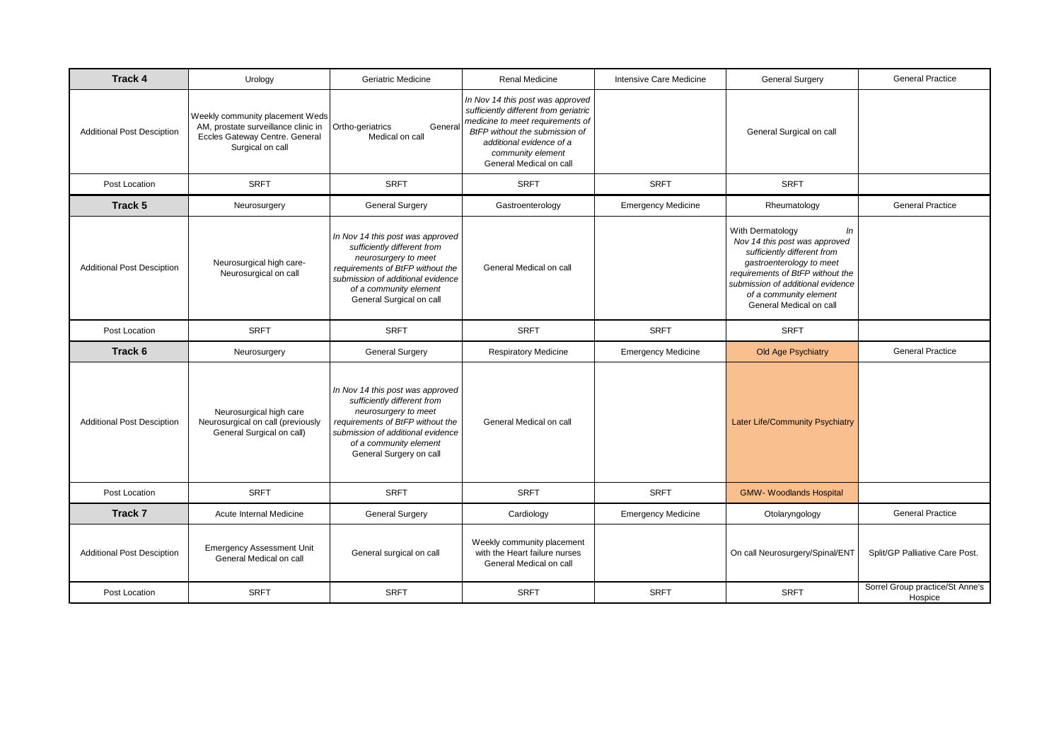| Track 4 | Urology | Geriatric Medicine | Renal Medicine | Intensive Care Medicine | General Surgery | General Practice |
|---|---|---|---|---|---|---|
| Additional Post Desciption | Weekly community placement Weds AM, prostate surveillance clinic in Eccles Gateway Centre. General Surgical on call | Ortho-geriatrics General Medical on call | *In Nov 14 this post was approved sufficiently different from geriatric medicine to meet requirements of BtFP without the submission of additional evidence of a community element* General Medical on call | | General Surgical on call | |
| Post Location | SRFT | SRFT | SRFT | SRFT | SRFT | |
| **Track 5** | Neurosurgery | General Surgery | Gastroenterology | Emergency Medicine | Rheumatology | General Practice |
| Additional Post Desciption | Neurosurgical high care- Neurosurgical on call | *In Nov 14 this post was approved sufficiently different from neurosurgery to meet requirements of BtFP without the submission of additional evidence of a community element* General Surgical on call | General Medical on call | | With Dermatology *In Nov 14 this post was approved sufficiently different from gastroenterology to meet requirements of BtFP without the submission of additional evidence of a community element* General Medical on call | |
| Post Location | SRFT | SRFT | SRFT | SRFT | SRFT | |
| **Track 6** | Neurosurgery | General Surgery | Respiratory Medicine | Emergency Medicine | Old Age Psychiatry | General Practice |
| Additional Post Desciption | Neurosurgical high care Neurosurgical on call (previously General Surgical on call) | *In Nov 14 this post was approved sufficiently different from neurosurgery to meet requirements of BtFP without the submission of additional evidence of a community element* General Surgery on call | General Medical on call | | Later Life/Community Psychiatry | |
| Post Location | SRFT | SRFT | SRFT | SRFT | GMW- Woodlands Hospital | |
| **Track 7** | Acute Internal Medicine | General Surgery | Cardiology | Emergency Medicine | Otolaryngology | General Practice |
| Additional Post Desciption | Emergency Assessment Unit General Medical on call | General surgical on call | Weekly community placement with the Heart failure nurses General Medical on call | | On call Neurosurgery/Spinal/ENT | Split/GP Palliative Care Post. |
| Post Location | SRFT | SRFT | SRFT | SRFT | SRFT | Sorrel Group practice/St Anne's Hospice |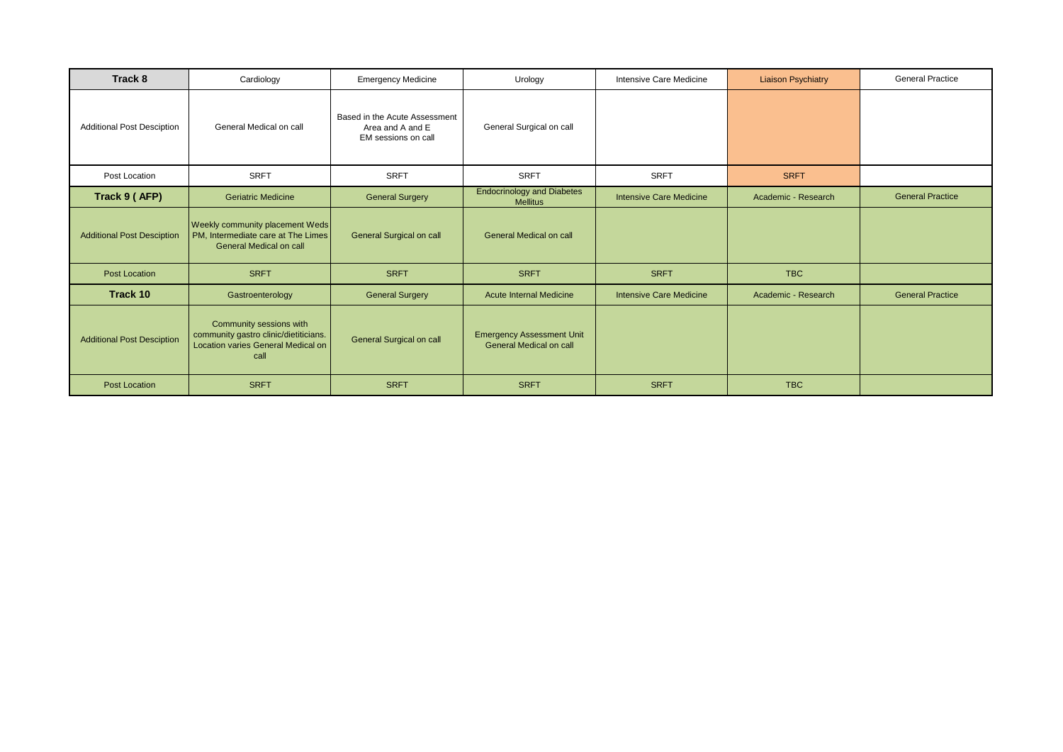| Track 8 | Cardiology | Emergency Medicine | Urology | Intensive Care Medicine | Liaison Psychiatry | General Practice |
|---|---|---|---|---|---|---|
| Additional Post Desciption | General Medical on call | Based in the Acute Assessment Area and A and E EM sessions on call | General Surgical on call | | | |
| Post Location | SRFT | SRFT | SRFT | SRFT | SRFT | |
| **Track 9 ( AFP)** | Geriatric Medicine | General Surgery | Endocrinology and Diabetes Mellitus | Intensive Care Medicine | Academic - Research | General Practice |
| Additional Post Desciption | Weekly community placement Weds PM, Intermediate care at The Limes General Medical on call | General Surgical on call | General Medical on call | | | |
| Post Location | SRFT | SRFT | SRFT | SRFT | TBC | |
| **Track 10** | Gastroenterology | General Surgery | Acute Internal Medicine | Intensive Care Medicine | Academic - Research | General Practice |
| Additional Post Desciption | Community sessions with community gastro clinic/dietiticians. Location varies General Medical on call | General Surgical on call | Emergency Assessment Unit General Medical on call | | | |
| Post Location | SRFT | SRFT | SRFT | SRFT | TBC | |